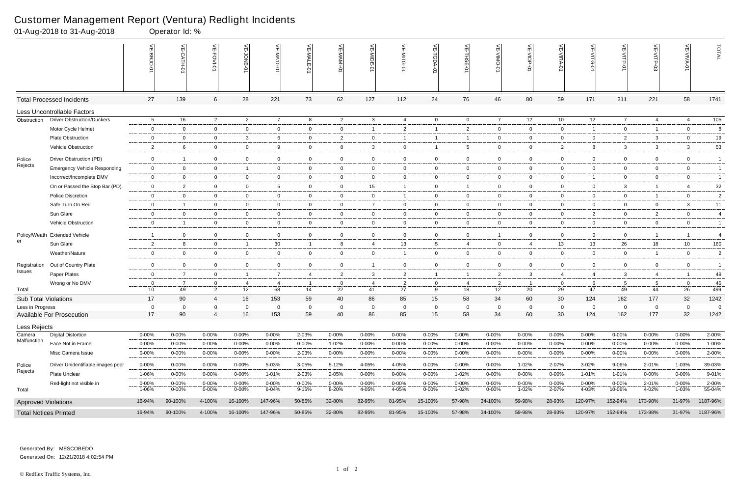# Customer Management Report (Ventura) Redlight Incidents

01-Aug-2018 to 31-Aug-2018 Operator Id: %

| | | VE-BRJO-01 | VE-CATH-01 | VE-FOVI-01 | VE-JONB-01 | VE-MA10-01 | VE-MALE-01 | VE-MAMI-01 | VE-MIDE-01 | VE-MITG-01 | VE-TGDA-01 | VE-THSE-01 | VE-VIMO-01 | VE-VIOP-01 | VE-VIRA-01 | VE-VITG-01 | VE-VITP-01 | VE-VITP-03 | VE-VIVA-01 | TOTAL |
|---|---|---|---|---|---|---|---|---|---|---|---|---|---|---|---|---|---|---|---|---|
| **Total Processed Incidents** | | 27 | 139 | 6 | 28 | 221 | 73 | 62 | 127 | 112 | 24 | 76 | 46 | 80 | 59 | 171 | 211 | 221 | 58 | 1741 |
| **Less Uncontrollable Factors** | | | | | | | | | | | | | | | | | | | | |
| Obstruction | Driver Obstruction/Duckers | 5 | 16 | 2 | 2 | 7 | 8 | 2 | 3 | 4 | 0 | 0 | 7 | 12 | 10 | 12 | 7 | 4 | 4 | 105 |
| | Motor Cycle Helmet | 0 | 0 | 0 | 0 | 0 | 0 | 0 | 1 | 2 | 1 | 2 | 0 | 0 | 0 | 1 | 0 | 1 | 0 | 8 |
| | Plate Obstruction | 0 | 0 | 0 | 3 | 6 | 0 | 2 | 0 | 1 | 1 | 1 | 0 | 0 | 0 | 0 | 2 | 3 | 0 | 19 |
| | Vehicle Obstruction | 2 | 6 | 0 | 0 | 9 | 0 | 8 | 3 | 0 | 1 | 5 | 0 | 0 | 2 | 8 | 3 | 3 | 3 | 53 |
| Police Rejects | Driver Obstruction (PD) | 0 | 1 | 0 | 0 | 0 | 0 | 0 | 0 | 0 | 0 | 0 | 0 | 0 | 0 | 0 | 0 | 0 | 0 | 1 |
| | Emergency Vehicle Responding | 0 | 0 | 0 | 1 | 0 | 0 | 0 | 0 | 0 | 0 | 0 | 0 | 0 | 0 | 0 | 0 | 0 | 0 | 1 |
| | Incorrect/Incomplete DMV | 0 | 0 | 0 | 0 | 0 | 0 | 0 | 0 | 0 | 0 | 0 | 0 | 0 | 0 | 1 | 0 | 0 | 0 | 1 |
| | On or Passed the Stop Bar (PD). | 0 | 2 | 0 | 0 | 5 | 0 | 0 | 15 | 1 | 0 | 1 | 0 | 0 | 0 | 0 | 3 | 1 | 4 | 32 |
| | Police Discretion | 0 | 0 | 0 | 0 | 0 | 0 | 0 | 0 | 1 | 0 | 0 | 0 | 0 | 0 | 0 | 0 | 1 | 0 | 2 |
| | Safe Turn On Red | 0 | 1 | 0 | 0 | 0 | 0 | 0 | 7 | 0 | 0 | 0 | 0 | 0 | 0 | 0 | 0 | 0 | 3 | 11 |
| | Sun Glare | 0 | 0 | 0 | 0 | 0 | 0 | 0 | 0 | 0 | 0 | 0 | 0 | 0 | 0 | 2 | 0 | 2 | 0 | 4 |
| | Vehicle Obstruction | 0 | 1 | 0 | 0 | 0 | 0 | 0 | 0 | 0 | 0 | 0 | 0 | 0 | 0 | 0 | 0 | 0 | 0 | 1 |
| Policy/Weather | Extended Vehicle | 1 | 0 | 0 | 0 | 0 | 0 | 0 | 0 | 0 | 0 | 0 | 1 | 0 | 0 | 0 | 0 | 1 | 1 | 4 |
| | Sun Glare | 2 | 8 | 0 | 1 | 30 | 1 | 8 | 4 | 13 | 5 | 4 | 0 | 4 | 13 | 13 | 26 | 18 | 10 | 160 |
| | Weather/Nature | 0 | 0 | 0 | 0 | 0 | 0 | 0 | 0 | 1 | 0 | 0 | 0 | 0 | 0 | 0 | 0 | 1 | 0 | 2 |
| Registration Issues | Out of Country Plate | 0 | 0 | 0 | 0 | 0 | 0 | 0 | 1 | 0 | 0 | 0 | 0 | 0 | 0 | 0 | 0 | 0 | 0 | 1 |
| | Paper Plates | 0 | 7 | 0 | 1 | 7 | 4 | 2 | 3 | 2 | 1 | 1 | 2 | 3 | 4 | 4 | 3 | 4 | 1 | 49 |
| | Wrong or No DMV | 0 | 7 | 0 | 4 | 4 | 1 | 0 | 4 | 2 | 0 | 4 | 2 | 1 | 0 | 6 | 5 | 5 | 0 | 45 |
| Total | | 10 | 49 | 2 | 12 | 68 | 14 | 22 | 41 | 27 | 9 | 18 | 12 | 20 | 29 | 47 | 49 | 44 | 26 | 499 |
| **Sub Total Violations** | | 17 | 90 | 4 | 16 | 153 | 59 | 40 | 86 | 85 | 15 | 58 | 34 | 60 | 30 | 124 | 162 | 177 | 32 | 1242 |
| Less in Progress | | 0 | 0 | 0 | 0 | 0 | 0 | 0 | 0 | 0 | 0 | 0 | 0 | 0 | 0 | 0 | 0 | 0 | 0 | 0 |
| **Available For Prosecution** | | 17 | 90 | 4 | 16 | 153 | 59 | 40 | 86 | 85 | 15 | 58 | 34 | 60 | 30 | 124 | 162 | 177 | 32 | 1242 |
| **Less Rejects** | | | | | | | | | | | | | | | | | | | | |
| Camera Malfunction | Digital Distortion | 0-00% | 0-00% | 0-00% | 0-00% | 0-00% | 2-03% | 0-00% | 0-00% | 0-00% | 0-00% | 0-00% | 0-00% | 0-00% | 0-00% | 0-00% | 0-00% | 0-00% | 0-00% | 2-00% |
| | Face Not in Frame | 0-00% | 0-00% | 0-00% | 0-00% | 0-00% | 0-00% | 1-02% | 0-00% | 0-00% | 0-00% | 0-00% | 0-00% | 0-00% | 0-00% | 0-00% | 0-00% | 0-00% | 0-00% | 1-00% |
| | Misc Camera Issue | 0-00% | 0-00% | 0-00% | 0-00% | 0-00% | 2-03% | 0-00% | 0-00% | 0-00% | 0-00% | 0-00% | 0-00% | 0-00% | 0-00% | 0-00% | 0-00% | 0-00% | 0-00% | 2-00% |
| Police Rejects | Driver Unidentifiable images poor | 0-00% | 0-00% | 0-00% | 0-00% | 5-03% | 3-05% | 5-12% | 4-05% | 4-05% | 0-00% | 0-00% | 0-00% | 1-02% | 2-07% | 3-02% | 9-06% | 2-01% | 1-03% | 39-03% |
| | Plate Unclear | 1-06% | 0-00% | 0-00% | 0-00% | 1-01% | 2-03% | 2-05% | 0-00% | 0-00% | 0-00% | 1-02% | 0-00% | 0-00% | 0-00% | 1-01% | 1-01% | 0-00% | 0-00% | 9-01% |
| | Red-light not visible in | 0-00% | 0-00% | 0-00% | 0-00% | 0-00% | 0-00% | 0-00% | 0-00% | 0-00% | 0-00% | 0-00% | 0-00% | 0-00% | 0-00% | 0-00% | 0-00% | 2-01% | 0-00% | 2-00% |
| Total | | 1-06% | 0-00% | 0-00% | 0-00% | 6-04% | 9-15% | 8-20% | 4-05% | 4-05% | 0-00% | 1-02% | 0-00% | 1-02% | 2-07% | 4-03% | 10-06% | 4-02% | 1-03% | 55-04% |
| **Approved Violations** | | 16-94% | 90-100% | 4-100% | 16-100% | 147-96% | 50-85% | 32-80% | 82-95% | 81-95% | 15-100% | 57-98% | 34-100% | 59-98% | 28-93% | 120-97% | 152-94% | 173-98% | 31-97% | 1187-96% |
| **Total Notices Printed** | | 16-94% | 90-100% | 4-100% | 16-100% | 147-96% | 50-85% | 32-80% | 82-95% | 81-95% | 15-100% | 57-98% | 34-100% | 59-98% | 28-93% | 120-97% | 152-94% | 173-98% | 31-97% | 1187-96% |

Generated By: MESCOBEDO

Generated On: 12/21/2018 4:02:54 PM

© Redflex Traffic Systems, Inc.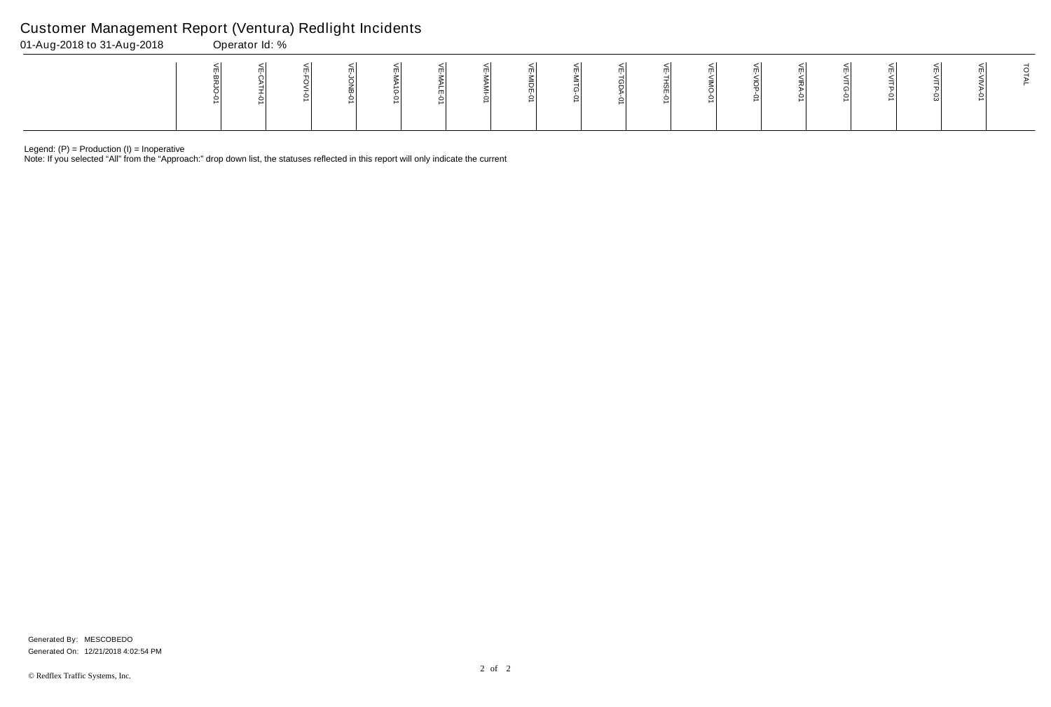# Customer Management Report (Ventura) Redlight Incidents

01-Aug-2018 to 31-Aug-2018 Operator Id: %

| | VE-BRJO-01 | VE-CATH-01 | VE-FOVI-01 | VE-JONB-01 | VE-MA10-01 | VE-MALE-01 | VE-MAMI-01 | VE-MIDE-01 | VE-MITG-01 | VE-TGDA-01 | VE-THSE-01 | VE-VIMO-01 | VE-VIOP-01 | VE-VIRA-01 | VE-VITG-01 | VE-VITP-01 | VE-VITP-03 | VE-VIVA-01 | TOTAL |
|---|---|---|---|---|---|---|---|---|---|---|---|---|---|---|---|---|---|---|---|

Legend: (P) = Production (I) = Inoperative

Note: If you selected "All" from the "Approach:" drop down list, the statuses reflected in this report will only indicate the current

Generated By: MESCOBEDO
Generated On: 12/21/2018 4:02:54 PM

© Redflex Traffic Systems, Inc.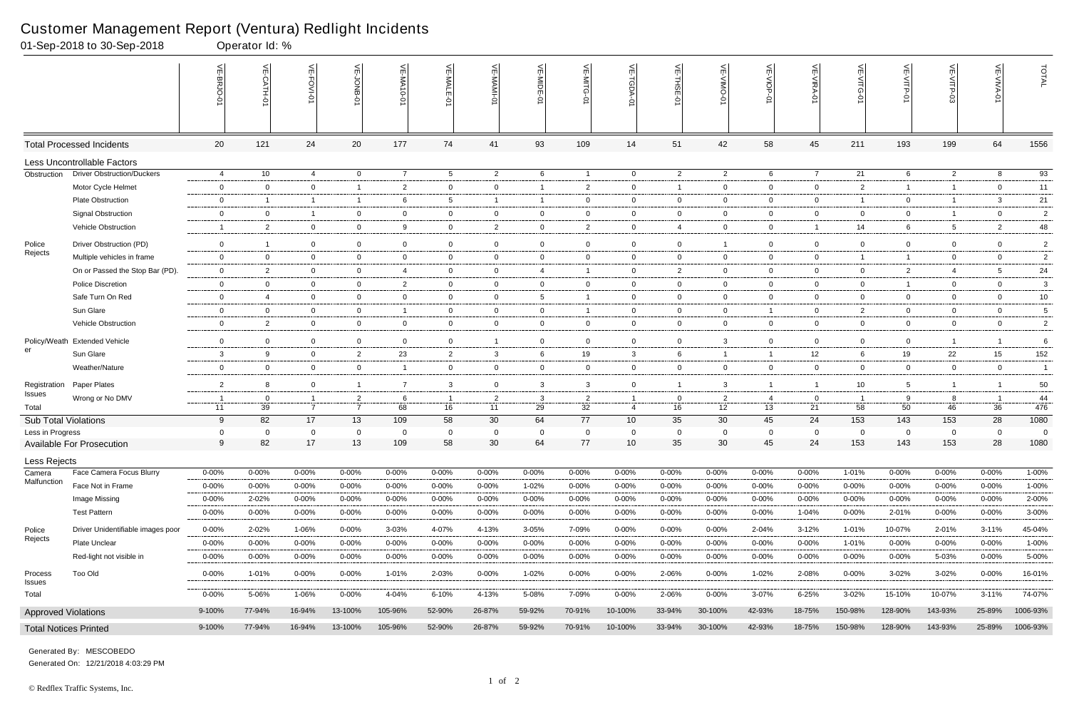# Customer Management Report (Ventura) Redlight Incidents

01-Sep-2018 to 30-Sep-2018 Operator Id: %

| | | VE-BRJO-01 | VE-CATH-01 | VE-FOVI-01 | VE-JONB-01 | VE-MA10-01 | VE-MALE-01 | VE-MAMI-01 | VE-MIDE-01 | VE-MITG-01 | VE-TGDA-01 | VE-THSE-01 | VE-VIMO-01 | VE-VIOP-01 | VE-VIRA-01 | VE-VITG-01 | VE-VITP-01 | VE-VITP-03 | VE-VIVA-01 | TOTAL |
|---|---|---|---|---|---|---|---|---|---|---|---|---|---|---|---|---|---|---|---|---|
| **Total Processed Incidents** | | 20 | 121 | 24 | 20 | 177 | 74 | 41 | 93 | 109 | 14 | 51 | 42 | 58 | 45 | 211 | 193 | 199 | 64 | 1556 |
| **Less Uncontrollable Factors** | | | | | | | | | | | | | | | | | | | | |
| Obstruction | Driver Obstruction/Duckers | 4 | 10 | 4 | 0 | 7 | 5 | 2 | 6 | 1 | 0 | 2 | 2 | 6 | 7 | 21 | 6 | 2 | 8 | 93 |
| | Motor Cycle Helmet | 0 | 0 | 0 | 1 | 2 | 0 | 0 | 1 | 2 | 0 | 1 | 0 | 0 | 0 | 2 | 1 | 1 | 0 | 11 |
| | Plate Obstruction | 0 | 1 | 1 | 1 | 6 | 5 | 1 | 1 | 0 | 0 | 0 | 0 | 0 | 0 | 1 | 0 | 1 | 3 | 21 |
| | Signal Obstruction | 0 | 0 | 1 | 0 | 0 | 0 | 0 | 0 | 0 | 0 | 0 | 0 | 0 | 0 | 0 | 0 | 1 | 0 | 2 |
| | Vehicle Obstruction | 1 | 2 | 0 | 0 | 9 | 0 | 2 | 0 | 2 | 0 | 4 | 0 | 0 | 1 | 14 | 6 | 5 | 2 | 48 |
| Police Rejects | Driver Obstruction (PD) | 0 | 1 | 0 | 0 | 0 | 0 | 0 | 0 | 0 | 0 | 0 | 1 | 0 | 0 | 0 | 0 | 0 | 0 | 2 |
| | Multiple vehicles in frame | 0 | 0 | 0 | 0 | 0 | 0 | 0 | 0 | 0 | 0 | 0 | 0 | 0 | 0 | 1 | 1 | 0 | 0 | 2 |
| | On or Passed the Stop Bar (PD). | 0 | 2 | 0 | 0 | 4 | 0 | 0 | 4 | 1 | 0 | 2 | 0 | 0 | 0 | 0 | 2 | 4 | 5 | 24 |
| | Police Discretion | 0 | 0 | 0 | 0 | 2 | 0 | 0 | 0 | 0 | 0 | 0 | 0 | 0 | 0 | 0 | 1 | 0 | 0 | 3 |
| | Safe Turn On Red | 0 | 4 | 0 | 0 | 0 | 0 | 0 | 5 | 1 | 0 | 0 | 0 | 0 | 0 | 0 | 0 | 0 | 0 | 10 |
| | Sun Glare | 0 | 0 | 0 | 0 | 1 | 0 | 0 | 0 | 1 | 0 | 0 | 0 | 1 | 0 | 2 | 0 | 0 | 0 | 5 |
| | Vehicle Obstruction | 0 | 2 | 0 | 0 | 0 | 0 | 0 | 0 | 0 | 0 | 0 | 0 | 0 | 0 | 0 | 0 | 0 | 0 | 2 |
| Policy/Weather | Extended Vehicle | 0 | 0 | 0 | 0 | 0 | 0 | 1 | 0 | 0 | 0 | 0 | 3 | 0 | 0 | 0 | 0 | 1 | 1 | 6 |
| | Sun Glare | 3 | 9 | 0 | 2 | 23 | 2 | 3 | 6 | 19 | 3 | 6 | 1 | 1 | 12 | 6 | 19 | 22 | 15 | 152 |
| | Weather/Nature | 0 | 0 | 0 | 0 | 1 | 0 | 0 | 0 | 0 | 0 | 0 | 0 | 0 | 0 | 0 | 0 | 0 | 0 | 1 |
| Registration Issues | Paper Plates | 2 | 8 | 0 | 1 | 7 | 3 | 0 | 3 | 3 | 0 | 1 | 3 | 1 | 1 | 10 | 5 | 1 | 1 | 50 |
| | Wrong or No DMV | 1 | 0 | 1 | 2 | 6 | 1 | 2 | 3 | 2 | 1 | 0 | 2 | 4 | 0 | 1 | 9 | 8 | 1 | 44 |
| Total | | 11 | 39 | 7 | 7 | 68 | 16 | 11 | 29 | 32 | 4 | 16 | 12 | 13 | 21 | 58 | 50 | 46 | 36 | 476 |
| **Sub Total Violations** | | 9 | 82 | 17 | 13 | 109 | 58 | 30 | 64 | 77 | 10 | 35 | 30 | 45 | 24 | 153 | 143 | 153 | 28 | 1080 |
| Less in Progress | | 0 | 0 | 0 | 0 | 0 | 0 | 0 | 0 | 0 | 0 | 0 | 0 | 0 | 0 | 0 | 0 | 0 | 0 | 0 |
| **Available For Prosecution** | | 9 | 82 | 17 | 13 | 109 | 58 | 30 | 64 | 77 | 10 | 35 | 30 | 45 | 24 | 153 | 143 | 153 | 28 | 1080 |
| **Less Rejects** | | | | | | | | | | | | | | | | | | | | |
| Camera Malfunction | Face Camera Focus Blurry | 0-00% | 0-00% | 0-00% | 0-00% | 0-00% | 0-00% | 0-00% | 0-00% | 0-00% | 0-00% | 0-00% | 0-00% | 0-00% | 0-00% | 1-01% | 0-00% | 0-00% | 0-00% | 1-00% |
| | Face Not in Frame | 0-00% | 0-00% | 0-00% | 0-00% | 0-00% | 0-00% | 0-00% | 1-02% | 0-00% | 0-00% | 0-00% | 0-00% | 0-00% | 0-00% | 0-00% | 0-00% | 0-00% | 0-00% | 1-00% |
| | Image Missing | 0-00% | 2-02% | 0-00% | 0-00% | 0-00% | 0-00% | 0-00% | 0-00% | 0-00% | 0-00% | 0-00% | 0-00% | 0-00% | 0-00% | 0-00% | 0-00% | 0-00% | 0-00% | 2-00% |
| | Test Pattern | 0-00% | 0-00% | 0-00% | 0-00% | 0-00% | 0-00% | 0-00% | 0-00% | 0-00% | 0-00% | 0-00% | 0-00% | 0-00% | 1-04% | 0-00% | 2-01% | 0-00% | 0-00% | 3-00% |
| Police Rejects | Driver Unidentifiable images poor | 0-00% | 2-02% | 1-06% | 0-00% | 3-03% | 4-07% | 4-13% | 3-05% | 7-09% | 0-00% | 0-00% | 0-00% | 2-04% | 3-12% | 1-01% | 10-07% | 2-01% | 3-11% | 45-04% |
| | Plate Unclear | 0-00% | 0-00% | 0-00% | 0-00% | 0-00% | 0-00% | 0-00% | 0-00% | 0-00% | 0-00% | 0-00% | 0-00% | 0-00% | 0-00% | 1-01% | 0-00% | 0-00% | 0-00% | 1-00% |
| | Red-light not visible in | 0-00% | 0-00% | 0-00% | 0-00% | 0-00% | 0-00% | 0-00% | 0-00% | 0-00% | 0-00% | 0-00% | 0-00% | 0-00% | 0-00% | 0-00% | 0-00% | 5-03% | 0-00% | 5-00% |
| Process Issues | Too Old | 0-00% | 1-01% | 0-00% | 0-00% | 1-01% | 2-03% | 0-00% | 1-02% | 0-00% | 0-00% | 2-06% | 0-00% | 1-02% | 2-08% | 0-00% | 3-02% | 3-02% | 0-00% | 16-01% |
| Total | | 0-00% | 5-06% | 1-06% | 0-00% | 4-04% | 6-10% | 4-13% | 5-08% | 7-09% | 0-00% | 2-06% | 0-00% | 3-07% | 6-25% | 3-02% | 15-10% | 10-07% | 3-11% | 74-07% |
| **Approved Violations** | | 9-100% | 77-94% | 16-94% | 13-100% | 105-96% | 52-90% | 26-87% | 59-92% | 70-91% | 10-100% | 33-94% | 30-100% | 42-93% | 18-75% | 150-98% | 128-90% | 143-93% | 25-89% | 1006-93% |
| **Total Notices Printed** | | 9-100% | 77-94% | 16-94% | 13-100% | 105-96% | 52-90% | 26-87% | 59-92% | 70-91% | 10-100% | 33-94% | 30-100% | 42-93% | 18-75% | 150-98% | 128-90% | 143-93% | 25-89% | 1006-93% |

Generated By: MESCOBEDO
Generated On: 12/21/2018 4:03:29 PM

© Redflex Traffic Systems, Inc.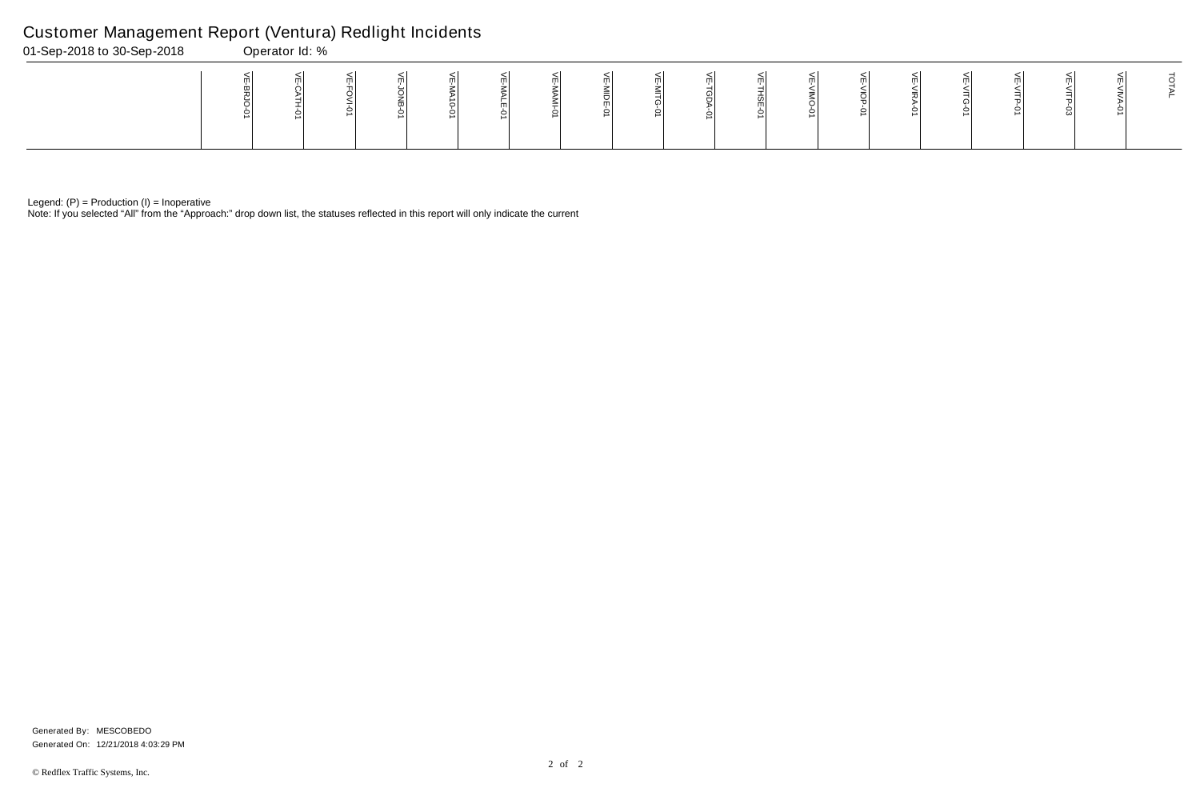# Customer Management Report (Ventura) Redlight Incidents

01-Sep-2018 to 30-Sep-2018 Operator Id: %

| | VE-BRJO-01 | VE-CATH-01 | VE-FOVI-01 | VE-JONB-01 | VE-MA10-01 | VE-MALE-01 | VE-MAMI-01 | VE-MIDE-01 | VE-MITG-01 | VE-TGDA-01 | VE-THSE-01 | VE-VIMO-01 | VE-VIOP-01 | VE-VIRA-01 | VE-VITG-01 | VE-VITP-01 | VE-VITP-03 | VE-VIVA-01 | TOTAL |
|---|---|---|---|---|---|---|---|---|---|---|---|---|---|---|---|---|---|---|---|

Legend: (P) = Production (I) = Inoperative

Note: If you selected "All" from the "Approach:" drop down list, the statuses reflected in this report will only indicate the current

Generated By: MESCOBEDO
Generated On: 12/21/2018 4:03:29 PM

© Redflex Traffic Systems, Inc.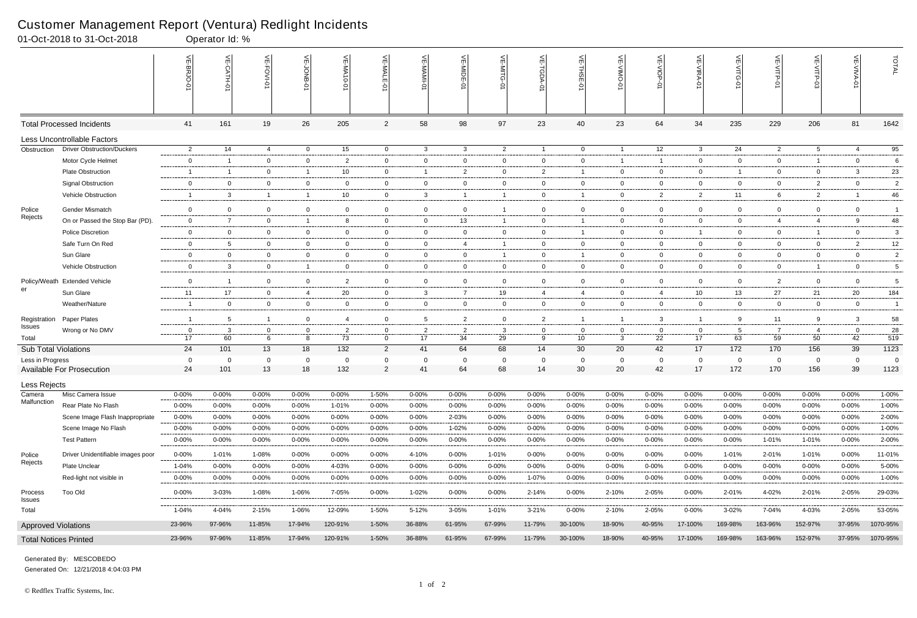# Customer Management Report (Ventura) Redlight Incidents

01-Oct-2018 to 31-Oct-2018 Operator Id: %

| | | VE-BRJO-01 | VE-CATH-01 | VE-FOVI-01 | VE-JONB-01 | VE-MA10-01 | VE-MALE-01 | VE-MAMI-01 | VE-MIDE-01 | VE-MITG-01 | VE-TGDA-01 | VE-THSE-01 | VE-VIMO-01 | VE-VIOP-01 | VE-VIRA-01 | VE-VITG-01 | VE-VITP-01 | VE-VITP-03 | VE-VIVA-01 | TOTAL |
|---|---|---|---|---|---|---|---|---|---|---|---|---|---|---|---|---|---|---|---|---|
| **Total Processed Incidents** | | 41 | 161 | 19 | 26 | 205 | 2 | 58 | 98 | 97 | 23 | 40 | 23 | 64 | 34 | 235 | 229 | 206 | 81 | 1642 |
| **Less Uncontrollable Factors** | | | | | | | | | | | | | | | | | | | | |
| Obstruction | Driver Obstruction/Duckers | 2 | 14 | 4 | 0 | 15 | 0 | 3 | 3 | 2 | 1 | 0 | 1 | 12 | 3 | 24 | 2 | 5 | 4 | 95 |
| | Motor Cycle Helmet | 0 | 1 | 0 | 0 | 2 | 0 | 0 | 0 | 0 | 0 | 0 | 1 | 1 | 0 | 0 | 0 | 1 | 0 | 6 |
| | Plate Obstruction | 1 | 1 | 0 | 1 | 10 | 0 | 1 | 2 | 0 | 2 | 1 | 0 | 0 | 0 | 1 | 0 | 0 | 3 | 23 |
| | Signal Obstruction | 0 | 0 | 0 | 0 | 0 | 0 | 0 | 0 | 0 | 0 | 0 | 0 | 0 | 0 | 0 | 0 | 2 | 0 | 2 |
| | Vehicle Obstruction | 1 | 3 | 1 | 1 | 10 | 0 | 3 | 1 | 1 | 0 | 1 | 0 | 2 | 2 | 11 | 6 | 2 | 1 | 46 |
| Police Rejects | Gender Mismatch | 0 | 0 | 0 | 0 | 0 | 0 | 0 | 0 | 1 | 0 | 0 | 0 | 0 | 0 | 0 | 0 | 0 | 0 | 1 |
| | On or Passed the Stop Bar (PD). | 0 | 7 | 0 | 1 | 8 | 0 | 0 | 13 | 1 | 0 | 1 | 0 | 0 | 0 | 0 | 4 | 4 | 9 | 48 |
| | Police Discretion | 0 | 0 | 0 | 0 | 0 | 0 | 0 | 0 | 0 | 0 | 1 | 0 | 0 | 1 | 0 | 0 | 1 | 0 | 3 |
| | Safe Turn On Red | 0 | 5 | 0 | 0 | 0 | 0 | 0 | 4 | 1 | 0 | 0 | 0 | 0 | 0 | 0 | 0 | 0 | 2 | 12 |
| | Sun Glare | 0 | 0 | 0 | 0 | 0 | 0 | 0 | 0 | 1 | 0 | 1 | 0 | 0 | 0 | 0 | 0 | 0 | 0 | 2 |
| | Vehicle Obstruction | 0 | 3 | 0 | 1 | 0 | 0 | 0 | 0 | 0 | 0 | 0 | 0 | 0 | 0 | 0 | 0 | 1 | 0 | 5 |
| Policy/Weather | Extended Vehicle | 0 | 1 | 0 | 0 | 2 | 0 | 0 | 0 | 0 | 0 | 0 | 0 | 0 | 0 | 0 | 2 | 0 | 0 | 5 |
| | Sun Glare | 11 | 17 | 0 | 4 | 20 | 0 | 3 | 7 | 19 | 4 | 4 | 0 | 4 | 10 | 13 | 27 | 21 | 20 | 184 |
| | Weather/Nature | 1 | 0 | 0 | 0 | 0 | 0 | 0 | 0 | 0 | 0 | 0 | 0 | 0 | 0 | 0 | 0 | 0 | 0 | 1 |
| Registration Issues | Paper Plates | 1 | 5 | 1 | 0 | 4 | 0 | 5 | 2 | 0 | 2 | 1 | 1 | 3 | 1 | 9 | 11 | 9 | 3 | 58 |
| | Wrong or No DMV | 0 | 3 | 0 | 0 | 2 | 0 | 2 | 2 | 3 | 0 | 0 | 0 | 0 | 0 | 5 | 7 | 4 | 0 | 28 |
| Total | | 17 | 60 | 6 | 8 | 73 | 0 | 17 | 34 | 29 | 9 | 10 | 3 | 22 | 17 | 63 | 59 | 50 | 42 | 519 |
| **Sub Total Violations** | | 24 | 101 | 13 | 18 | 132 | 2 | 41 | 64 | 68 | 14 | 30 | 20 | 42 | 17 | 172 | 170 | 156 | 39 | 1123 |
| Less in Progress | | 0 | 0 | 0 | 0 | 0 | 0 | 0 | 0 | 0 | 0 | 0 | 0 | 0 | 0 | 0 | 0 | 0 | 0 | 0 |
| **Available For Prosecution** | | 24 | 101 | 13 | 18 | 132 | 2 | 41 | 64 | 68 | 14 | 30 | 20 | 42 | 17 | 172 | 170 | 156 | 39 | 1123 |
| **Less Rejects** | | | | | | | | | | | | | | | | | | | | |
| Camera Malfunction | Misc Camera Issue | 0-00% | 0-00% | 0-00% | 0-00% | 0-00% | 1-50% | 0-00% | 0-00% | 0-00% | 0-00% | 0-00% | 0-00% | 0-00% | 0-00% | 0-00% | 0-00% | 0-00% | 0-00% | 1-00% |
| | Rear Plate No Flash | 0-00% | 0-00% | 0-00% | 0-00% | 1-01% | 0-00% | 0-00% | 0-00% | 0-00% | 0-00% | 0-00% | 0-00% | 0-00% | 0-00% | 0-00% | 0-00% | 0-00% | 0-00% | 1-00% |
| | Scene Image Flash Inappropriate | 0-00% | 0-00% | 0-00% | 0-00% | 0-00% | 0-00% | 0-00% | 2-03% | 0-00% | 0-00% | 0-00% | 0-00% | 0-00% | 0-00% | 0-00% | 0-00% | 0-00% | 0-00% | 2-00% |
| | Scene Image No Flash | 0-00% | 0-00% | 0-00% | 0-00% | 0-00% | 0-00% | 0-00% | 1-02% | 0-00% | 0-00% | 0-00% | 0-00% | 0-00% | 0-00% | 0-00% | 0-00% | 0-00% | 0-00% | 1-00% |
| | Test Pattern | 0-00% | 0-00% | 0-00% | 0-00% | 0-00% | 0-00% | 0-00% | 0-00% | 0-00% | 0-00% | 0-00% | 0-00% | 0-00% | 0-00% | 0-00% | 1-01% | 1-01% | 0-00% | 2-00% |
| Police Rejects | Driver Unidentifiable images poor | 0-00% | 1-01% | 1-08% | 0-00% | 0-00% | 0-00% | 4-10% | 0-00% | 1-01% | 0-00% | 0-00% | 0-00% | 0-00% | 0-00% | 1-01% | 2-01% | 1-01% | 0-00% | 11-01% |
| | Plate Unclear | 1-04% | 0-00% | 0-00% | 0-00% | 4-03% | 0-00% | 0-00% | 0-00% | 0-00% | 0-00% | 0-00% | 0-00% | 0-00% | 0-00% | 0-00% | 0-00% | 0-00% | 0-00% | 5-00% |
| | Red-light not visible in | 0-00% | 0-00% | 0-00% | 0-00% | 0-00% | 0-00% | 0-00% | 0-00% | 0-00% | 1-07% | 0-00% | 0-00% | 0-00% | 0-00% | 0-00% | 0-00% | 0-00% | 0-00% | 1-00% |
| Process Issues | Too Old | 0-00% | 3-03% | 1-08% | 1-06% | 7-05% | 0-00% | 1-02% | 0-00% | 0-00% | 2-14% | 0-00% | 2-10% | 2-05% | 0-00% | 2-01% | 4-02% | 2-01% | 2-05% | 29-03% |
| Total | | 1-04% | 4-04% | 2-15% | 1-06% | 12-09% | 1-50% | 5-12% | 3-05% | 1-01% | 3-21% | 0-00% | 2-10% | 2-05% | 0-00% | 3-02% | 7-04% | 4-03% | 2-05% | 53-05% |
| **Approved Violations** | | 23-96% | 97-96% | 11-85% | 17-94% | 120-91% | 1-50% | 36-88% | 61-95% | 67-99% | 11-79% | 30-100% | 18-90% | 40-95% | 17-100% | 169-98% | 163-96% | 152-97% | 37-95% | 1070-95% |
| **Total Notices Printed** | | 23-96% | 97-96% | 11-85% | 17-94% | 120-91% | 1-50% | 36-88% | 61-95% | 67-99% | 11-79% | 30-100% | 18-90% | 40-95% | 17-100% | 169-98% | 163-96% | 152-97% | 37-95% | 1070-95% |

Generated By: MESCOBEDO

Generated On: 12/21/2018 4:04:03 PM

© Redflex Traffic Systems, Inc.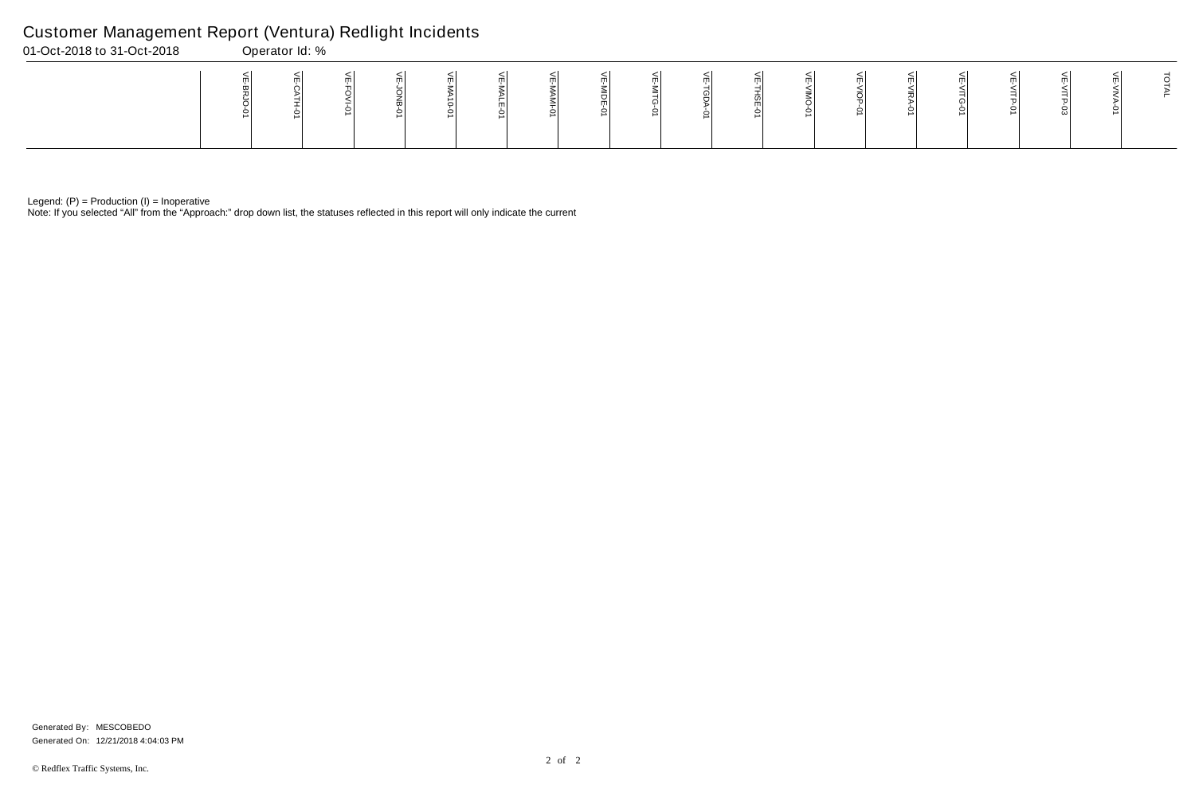# Customer Management Report (Ventura) Redlight Incidents

01-Oct-2018 to 31-Oct-2018 Operator Id: %

| | VE-BRJO-01 | VE-CATH-01 | VE-FOVI-01 | VE-JONB-01 | VE-MA10-01 | VE-MALE-01 | VE-MAMI-01 | VE-MIDE-01 | VE-MITG-01 | VE-TGDA-01 | VE-THSE-01 | VE-VIMO-01 | VE-VIOP-01 | VE-VIRA-01 | VE-VITG-01 | VE-VITP-01 | VE-VITP-03 | VE-VIVA-01 | TOTAL |
|---|---|---|---|---|---|---|---|---|---|---|---|---|---|---|---|---|---|---|---|

Legend: (P) = Production (I) = Inoperative

Note: If you selected "All" from the "Approach:" drop down list, the statuses reflected in this report will only indicate the current

Generated By: MESCOBEDO

Generated On: 12/21/2018 4:04:03 PM

© Redflex Traffic Systems, Inc.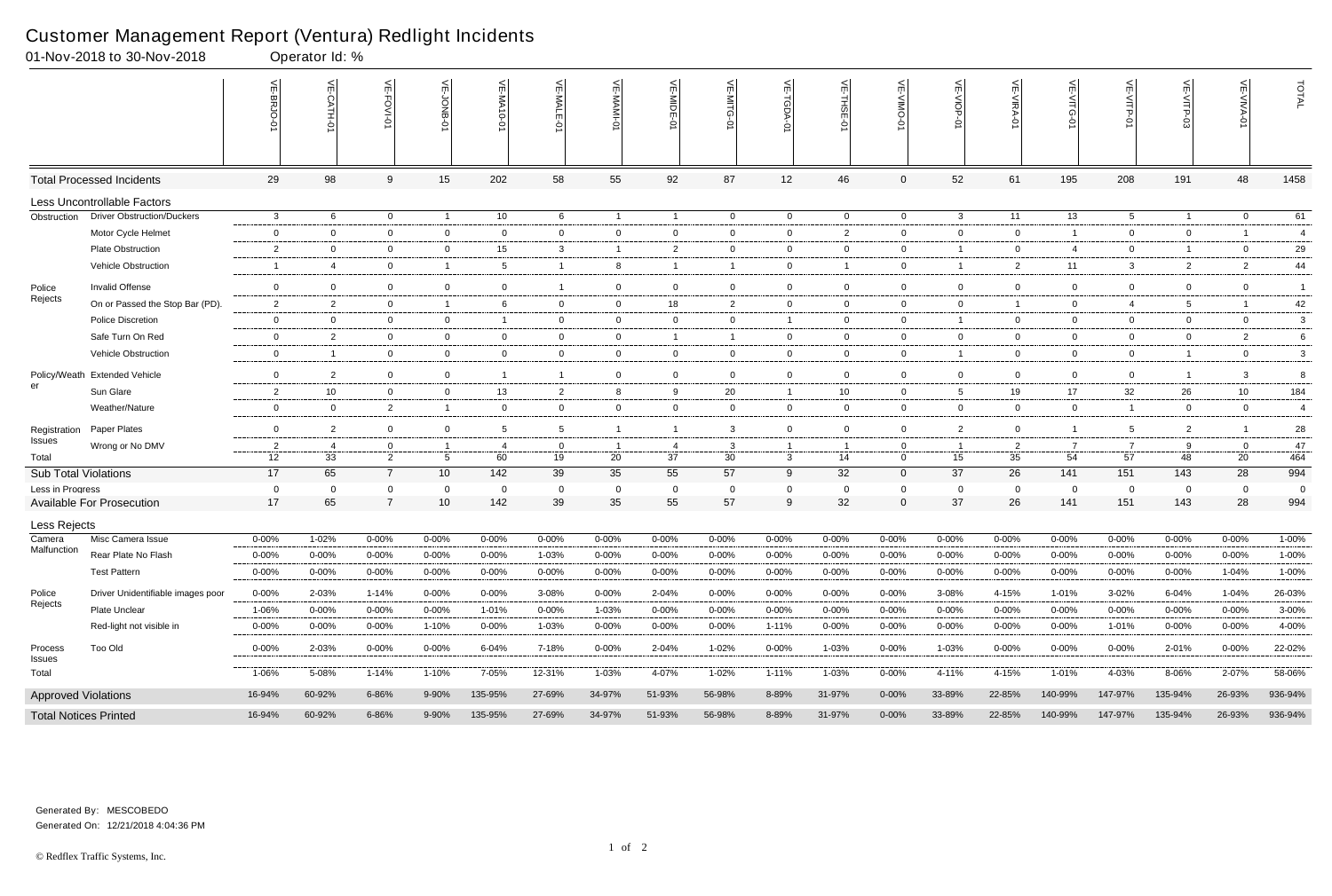# Customer Management Report (Ventura) Redlight Incidents

01-Nov-2018 to 30-Nov-2018 Operator Id: %

| | | VE-BRJO-01 | VE-CATH-01 | VE-FOVI-01 | VE-JONB-01 | VE-MA10-01 | VE-MALE-01 | VE-MAMI-01 | VE-MIDE-01 | VE-MITG-01 | VE-TGDA-01 | VE-THSE-01 | VE-VIMO-01 | VE-VIOP-01 | VE-VIRA-01 | VE-VITG-01 | VE-VITP-01 | VE-VITP-03 | VE-VIVA-01 | TOTAL |
|---|---|---|---|---|---|---|---|---|---|---|---|---|---|---|---|---|---|---|---|---|
| Total Processed Incidents | | 29 | 98 | 9 | 15 | 202 | 58 | 55 | 92 | 87 | 12 | 46 | 0 | 52 | 61 | 195 | 208 | 191 | 48 | 1458 |
| Less Uncontrollable Factors | | | | | | | | | | | | | | | | | | | | |
| Obstruction | Driver Obstruction/Duckers | 3 | 6 | 0 | 1 | 10 | 6 | 1 | 1 | 0 | 0 | 0 | 0 | 3 | 11 | 13 | 5 | 1 | 0 | 61 |
| | Motor Cycle Helmet | 0 | 0 | 0 | 0 | 0 | 0 | 0 | 0 | 0 | 0 | 2 | 0 | 0 | 0 | 1 | 0 | 0 | 1 | 4 |
| | Plate Obstruction | 2 | 0 | 0 | 0 | 15 | 3 | 1 | 2 | 0 | 0 | 0 | 0 | 1 | 0 | 4 | 0 | 1 | 0 | 29 |
| | Vehicle Obstruction | 1 | 4 | 0 | 1 | 5 | 1 | 8 | 1 | 1 | 0 | 1 | 0 | 1 | 2 | 11 | 3 | 2 | 2 | 44 |
| Police Rejects | Invalid Offense | 0 | 0 | 0 | 0 | 0 | 1 | 0 | 0 | 0 | 0 | 0 | 0 | 0 | 0 | 0 | 0 | 0 | 0 | 1 |
| | On or Passed the Stop Bar (PD). | 2 | 2 | 0 | 1 | 6 | 0 | 0 | 18 | 2 | 0 | 0 | 0 | 0 | 1 | 0 | 4 | 5 | 1 | 42 |
| | Police Discretion | 0 | 0 | 0 | 0 | 1 | 0 | 0 | 0 | 0 | 1 | 0 | 0 | 1 | 0 | 0 | 0 | 0 | 0 | 3 |
| | Safe Turn On Red | 0 | 2 | 0 | 0 | 0 | 0 | 0 | 1 | 1 | 0 | 0 | 0 | 0 | 0 | 0 | 0 | 0 | 2 | 6 |
| | Vehicle Obstruction | 0 | 1 | 0 | 0 | 0 | 0 | 0 | 0 | 0 | 0 | 0 | 0 | 1 | 0 | 0 | 0 | 1 | 0 | 3 |
| Policy/Weather | Extended Vehicle | 0 | 2 | 0 | 0 | 1 | 1 | 0 | 0 | 0 | 0 | 0 | 0 | 0 | 0 | 0 | 0 | 1 | 3 | 8 |
| | Sun Glare | 2 | 10 | 0 | 0 | 13 | 2 | 8 | 9 | 20 | 1 | 10 | 0 | 5 | 19 | 17 | 32 | 26 | 10 | 184 |
| | Weather/Nature | 0 | 0 | 2 | 1 | 0 | 0 | 0 | 0 | 0 | 0 | 0 | 0 | 0 | 0 | 0 | 1 | 0 | 0 | 4 |
| Registration Issues | Paper Plates | 0 | 2 | 0 | 0 | 5 | 5 | 1 | 1 | 3 | 0 | 0 | 0 | 2 | 0 | 1 | 5 | 2 | 1 | 28 |
| | Wrong or No DMV | 2 | 4 | 0 | 1 | 4 | 0 | 1 | 4 | 3 | 1 | 1 | 0 | 1 | 2 | 7 | 7 | 9 | 0 | 47 |
| Total | | 12 | 33 | 2 | 5 | 60 | 19 | 20 | 37 | 30 | 3 | 14 | 0 | 15 | 35 | 54 | 57 | 48 | 20 | 464 |
| Sub Total Violations | | 17 | 65 | 7 | 10 | 142 | 39 | 35 | 55 | 57 | 9 | 32 | 0 | 37 | 26 | 141 | 151 | 143 | 28 | 994 |
| Less in Progress | | 0 | 0 | 0 | 0 | 0 | 0 | 0 | 0 | 0 | 0 | 0 | 0 | 0 | 0 | 0 | 0 | 0 | 0 | 0 |
| Available For Prosecution | | 17 | 65 | 7 | 10 | 142 | 39 | 35 | 55 | 57 | 9 | 32 | 0 | 37 | 26 | 141 | 151 | 143 | 28 | 994 |
| Less Rejects | | | | | | | | | | | | | | | | | | | | |
| Camera Malfunction | Misc Camera Issue | 0-00% | 1-02% | 0-00% | 0-00% | 0-00% | 0-00% | 0-00% | 0-00% | 0-00% | 0-00% | 0-00% | 0-00% | 0-00% | 0-00% | 0-00% | 0-00% | 0-00% | 0-00% | 1-00% |
| | Rear Plate No Flash | 0-00% | 0-00% | 0-00% | 0-00% | 0-00% | 1-03% | 0-00% | 0-00% | 0-00% | 0-00% | 0-00% | 0-00% | 0-00% | 0-00% | 0-00% | 0-00% | 0-00% | 0-00% | 1-00% |
| | Test Pattern | 0-00% | 0-00% | 0-00% | 0-00% | 0-00% | 0-00% | 0-00% | 0-00% | 0-00% | 0-00% | 0-00% | 0-00% | 0-00% | 0-00% | 0-00% | 0-00% | 0-00% | 1-04% | 1-00% |
| Police Rejects | Driver Unidentifiable images poor | 0-00% | 2-03% | 1-14% | 0-00% | 0-00% | 3-08% | 0-00% | 2-04% | 0-00% | 0-00% | 0-00% | 0-00% | 3-08% | 4-15% | 1-01% | 3-02% | 6-04% | 1-04% | 26-03% |
| | Plate Unclear | 1-06% | 0-00% | 0-00% | 0-00% | 1-01% | 0-00% | 1-03% | 0-00% | 0-00% | 0-00% | 0-00% | 0-00% | 0-00% | 0-00% | 0-00% | 0-00% | 0-00% | 0-00% | 3-00% |
| | Red-light not visible in | 0-00% | 0-00% | 0-00% | 1-10% | 0-00% | 1-03% | 0-00% | 0-00% | 0-00% | 1-11% | 0-00% | 0-00% | 0-00% | 0-00% | 0-00% | 1-01% | 0-00% | 0-00% | 4-00% |
| Process Issues | Too Old | 0-00% | 2-03% | 0-00% | 0-00% | 6-04% | 7-18% | 0-00% | 2-04% | 1-02% | 0-00% | 1-03% | 0-00% | 1-03% | 0-00% | 0-00% | 0-00% | 2-01% | 0-00% | 22-02% |
| Total | | 1-06% | 5-08% | 1-14% | 1-10% | 7-05% | 12-31% | 1-03% | 4-07% | 1-02% | 1-11% | 1-03% | 0-00% | 4-11% | 4-15% | 1-01% | 4-03% | 8-06% | 2-07% | 58-06% |
| Approved Violations | | 16-94% | 60-92% | 6-86% | 9-90% | 135-95% | 27-69% | 34-97% | 51-93% | 56-98% | 8-89% | 31-97% | 0-00% | 33-89% | 22-85% | 140-99% | 147-97% | 135-94% | 26-93% | 936-94% |
| Total Notices Printed | | 16-94% | 60-92% | 6-86% | 9-90% | 135-95% | 27-69% | 34-97% | 51-93% | 56-98% | 8-89% | 31-97% | 0-00% | 33-89% | 22-85% | 140-99% | 147-97% | 135-94% | 26-93% | 936-94% |

Generated By: MESCOBEDO
Generated On: 12/21/2018 4:04:36 PM

© Redflex Traffic Systems, Inc.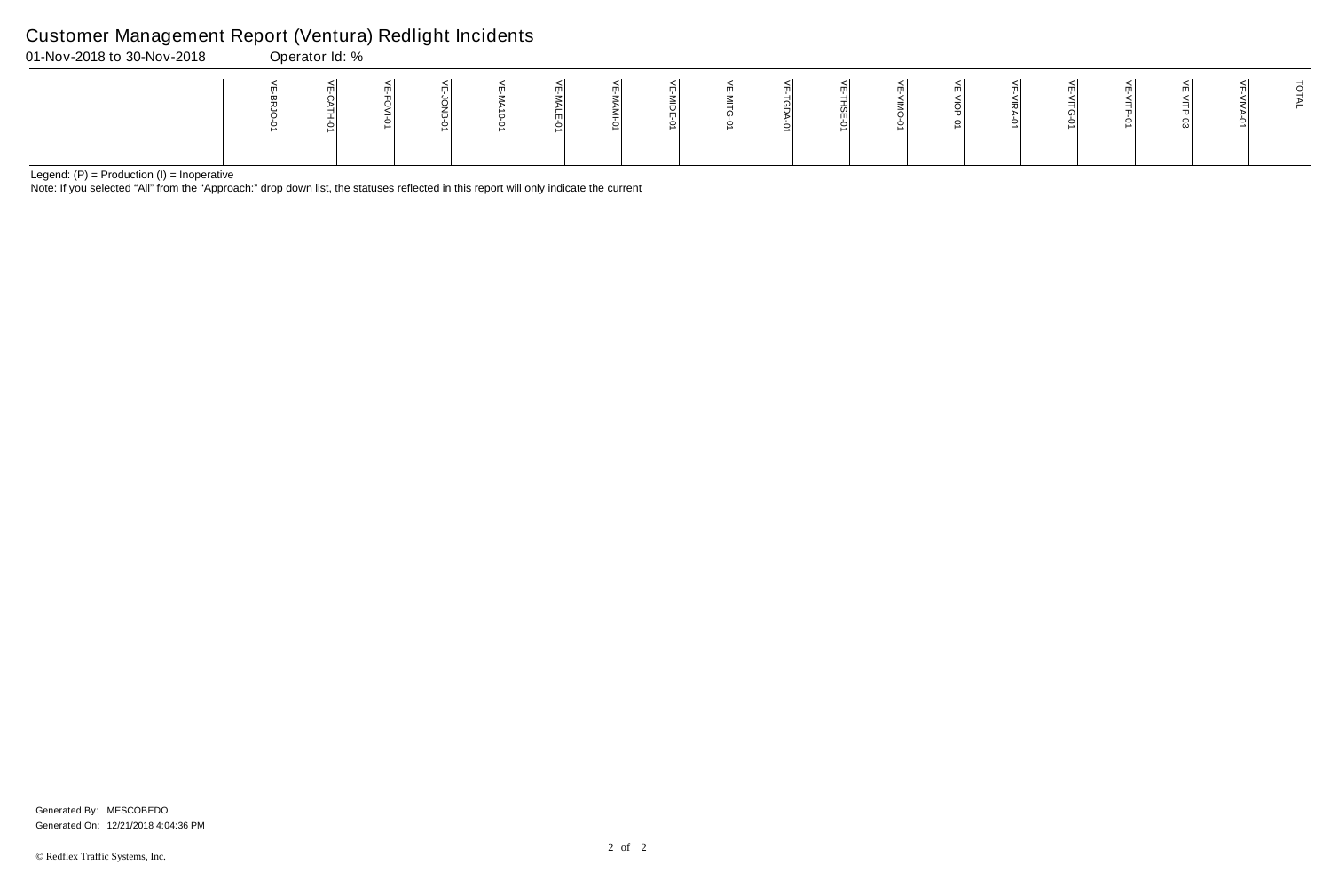# Customer Management Report (Ventura) Redlight Incidents

01-Nov-2018 to 30-Nov-2018 Operator Id: %

| | VE-BRJO-01 | VE-CATH-01 | VE-FOVI-01 | VE-JONB-01 | VE-MA10-01 | VE-MALE-01 | VE-MAMI-01 | VE-MIDE-01 | VE-MITG-01 | VE-TGDA-01 | VE-THSE-01 | VE-VIMO-01 | VE-VIOP-01 | VE-VIRA-01 | VE-VITG-01 | VE-VITP-01 | VE-VITP-03 | VE-VIVA-01 | TOTAL |
|---|---|---|---|---|---|---|---|---|---|---|---|---|---|---|---|---|---|---|---|
| | | | | | | | | | | | | | | | | | | | |

Legend: (P) = Production (I) = Inoperative

Note: If you selected "All" from the "Approach:" drop down list, the statuses reflected in this report will only indicate the current

Generated By: MESCOBEDO

Generated On: 12/21/2018 4:04:36 PM

© Redflex Traffic Systems, Inc.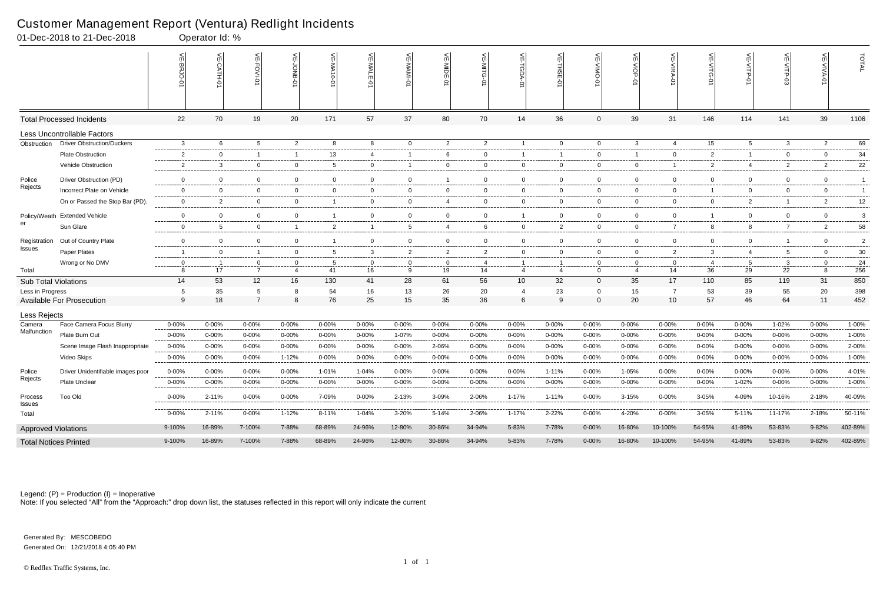# Customer Management Report (Ventura) Redlight Incidents

01-Dec-2018 to 21-Dec-2018 Operator Id: %

| | | VE-BRJO-01 | VE-CATH-01 | VE-FOVI-01 | VE-JONB-01 | VE-MA10-01 | VE-MALE-01 | VE-MAMI-01 | VE-MIDE-01 | VE-MITG-01 | VE-TGDA-01 | VE-THSE-01 | VE-VIMO-01 | VE-VIOP-01 | VE-VIRA-01 | VE-VITG-01 | VE-VITP-01 | VE-VITP-03 | VE-VIVA-01 | TOTAL |
|---|---|---|---|---|---|---|---|---|---|---|---|---|---|---|---|---|---|---|---|---|
| Total Processed Incidents | | 22 | 70 | 19 | 20 | 171 | 57 | 37 | 80 | 70 | 14 | 36 | 0 | 39 | 31 | 146 | 114 | 141 | 39 | 1106 |
| Less Uncontrollable Factors | | | | | | | | | | | | | | | | | | | | |
| Obstruction | Driver Obstruction/Duckers | 3 | 6 | 5 | 2 | 8 | 8 | 0 | 2 | 2 | 1 | 0 | 0 | 3 | 4 | 15 | 5 | 3 | 2 | 69 |
| | Plate Obstruction | 2 | 0 | 1 | 1 | 13 | 4 | 1 | 6 | 0 | 1 | 1 | 0 | 1 | 0 | 2 | 1 | 0 | 0 | 34 |
| | Vehicle Obstruction | 2 | 3 | 0 | 0 | 5 | 0 | 1 | 0 | 0 | 0 | 0 | 0 | 0 | 1 | 2 | 4 | 2 | 2 | 22 |
| Police Rejects | Driver Obstruction (PD) | 0 | 0 | 0 | 0 | 0 | 0 | 0 | 1 | 0 | 0 | 0 | 0 | 0 | 0 | 0 | 0 | 0 | 0 | 1 |
| | Incorrect Plate on Vehicle | 0 | 0 | 0 | 0 | 0 | 0 | 0 | 0 | 0 | 0 | 0 | 0 | 0 | 0 | 1 | 0 | 0 | 0 | 1 |
| | On or Passed the Stop Bar (PD). | 0 | 2 | 0 | 0 | 1 | 0 | 0 | 4 | 0 | 0 | 0 | 0 | 0 | 0 | 0 | 2 | 1 | 2 | 12 |
| Policy/Weather | Extended Vehicle | 0 | 0 | 0 | 0 | 1 | 0 | 0 | 0 | 0 | 1 | 0 | 0 | 0 | 0 | 1 | 0 | 0 | 0 | 3 |
| | Sun Glare | 0 | 5 | 0 | 1 | 2 | 1 | 5 | 4 | 6 | 0 | 2 | 0 | 0 | 7 | 8 | 8 | 7 | 2 | 58 |
| Registration Issues | Out of Country Plate | 0 | 0 | 0 | 0 | 1 | 0 | 0 | 0 | 0 | 0 | 0 | 0 | 0 | 0 | 0 | 0 | 1 | 0 | 2 |
| | Paper Plates | 1 | 0 | 1 | 0 | 5 | 3 | 2 | 2 | 2 | 0 | 0 | 0 | 0 | 2 | 3 | 4 | 5 | 0 | 30 |
| | Wrong or No DMV | 0 | 1 | 0 | 0 | 5 | 0 | 0 | 0 | 4 | 1 | 1 | 0 | 0 | 0 | 4 | 5 | 3 | 0 | 24 |
| Total | | 8 | 17 | 7 | 4 | 41 | 16 | 9 | 19 | 14 | 4 | 4 | 0 | 4 | 14 | 36 | 29 | 22 | 8 | 256 |
| Sub Total Violations | | 14 | 53 | 12 | 16 | 130 | 41 | 28 | 61 | 56 | 10 | 32 | 0 | 35 | 17 | 110 | 85 | 119 | 31 | 850 |
| Less in Progress | | 5 | 35 | 5 | 8 | 54 | 16 | 13 | 26 | 20 | 4 | 23 | 0 | 15 | 7 | 53 | 39 | 55 | 20 | 398 |
| Available For Prosecution | | 9 | 18 | 7 | 8 | 76 | 25 | 15 | 35 | 36 | 6 | 9 | 0 | 20 | 10 | 57 | 46 | 64 | 11 | 452 |
| Less Rejects | | | | | | | | | | | | | | | | | | | | |
| Camera Malfunction | Face Camera Focus Blurry | 0-00% | 0-00% | 0-00% | 0-00% | 0-00% | 0-00% | 0-00% | 0-00% | 0-00% | 0-00% | 0-00% | 0-00% | 0-00% | 0-00% | 0-00% | 0-00% | 1-02% | 0-00% | 1-00% |
| | Plate Burn Out | 0-00% | 0-00% | 0-00% | 0-00% | 0-00% | 0-00% | 1-07% | 0-00% | 0-00% | 0-00% | 0-00% | 0-00% | 0-00% | 0-00% | 0-00% | 0-00% | 0-00% | 0-00% | 1-00% |
| | Scene Image Flash Inappropriate | 0-00% | 0-00% | 0-00% | 0-00% | 0-00% | 0-00% | 0-00% | 2-06% | 0-00% | 0-00% | 0-00% | 0-00% | 0-00% | 0-00% | 0-00% | 0-00% | 0-00% | 0-00% | 2-00% |
| | Video Skips | 0-00% | 0-00% | 0-00% | 1-12% | 0-00% | 0-00% | 0-00% | 0-00% | 0-00% | 0-00% | 0-00% | 0-00% | 0-00% | 0-00% | 0-00% | 0-00% | 0-00% | 0-00% | 1-00% |
| Police Rejects | Driver Unidentifiable images poor | 0-00% | 0-00% | 0-00% | 0-00% | 1-01% | 1-04% | 0-00% | 0-00% | 0-00% | 0-00% | 1-11% | 0-00% | 1-05% | 0-00% | 0-00% | 0-00% | 0-00% | 0-00% | 4-01% |
| | Plate Unclear | 0-00% | 0-00% | 0-00% | 0-00% | 0-00% | 0-00% | 0-00% | 0-00% | 0-00% | 0-00% | 0-00% | 0-00% | 0-00% | 0-00% | 0-00% | 1-02% | 0-00% | 0-00% | 1-00% |
| Process Issues | Too Old | 0-00% | 2-11% | 0-00% | 0-00% | 7-09% | 0-00% | 2-13% | 3-09% | 2-06% | 1-17% | 1-11% | 0-00% | 3-15% | 0-00% | 3-05% | 4-09% | 10-16% | 2-18% | 40-09% |
| Total | | 0-00% | 2-11% | 0-00% | 1-12% | 8-11% | 1-04% | 3-20% | 5-14% | 2-06% | 1-17% | 2-22% | 0-00% | 4-20% | 0-00% | 3-05% | 5-11% | 11-17% | 2-18% | 50-11% |
| Approved Violations | | 9-100% | 16-89% | 7-100% | 7-88% | 68-89% | 24-96% | 12-80% | 30-86% | 34-94% | 5-83% | 7-78% | 0-00% | 16-80% | 10-100% | 54-95% | 41-89% | 53-83% | 9-82% | 402-89% |
| Total Notices Printed | | 9-100% | 16-89% | 7-100% | 7-88% | 68-89% | 24-96% | 12-80% | 30-86% | 34-94% | 5-83% | 7-78% | 0-00% | 16-80% | 10-100% | 54-95% | 41-89% | 53-83% | 9-82% | 402-89% |

Legend: (P) = Production (I) = Inoperative

Note: If you selected "All" from the "Approach:" drop down list, the statuses reflected in this report will only indicate the current

Generated By: MESCOBEDO

Generated On: 12/21/2018 4:05:40 PM

© Redflex Traffic Systems, Inc.